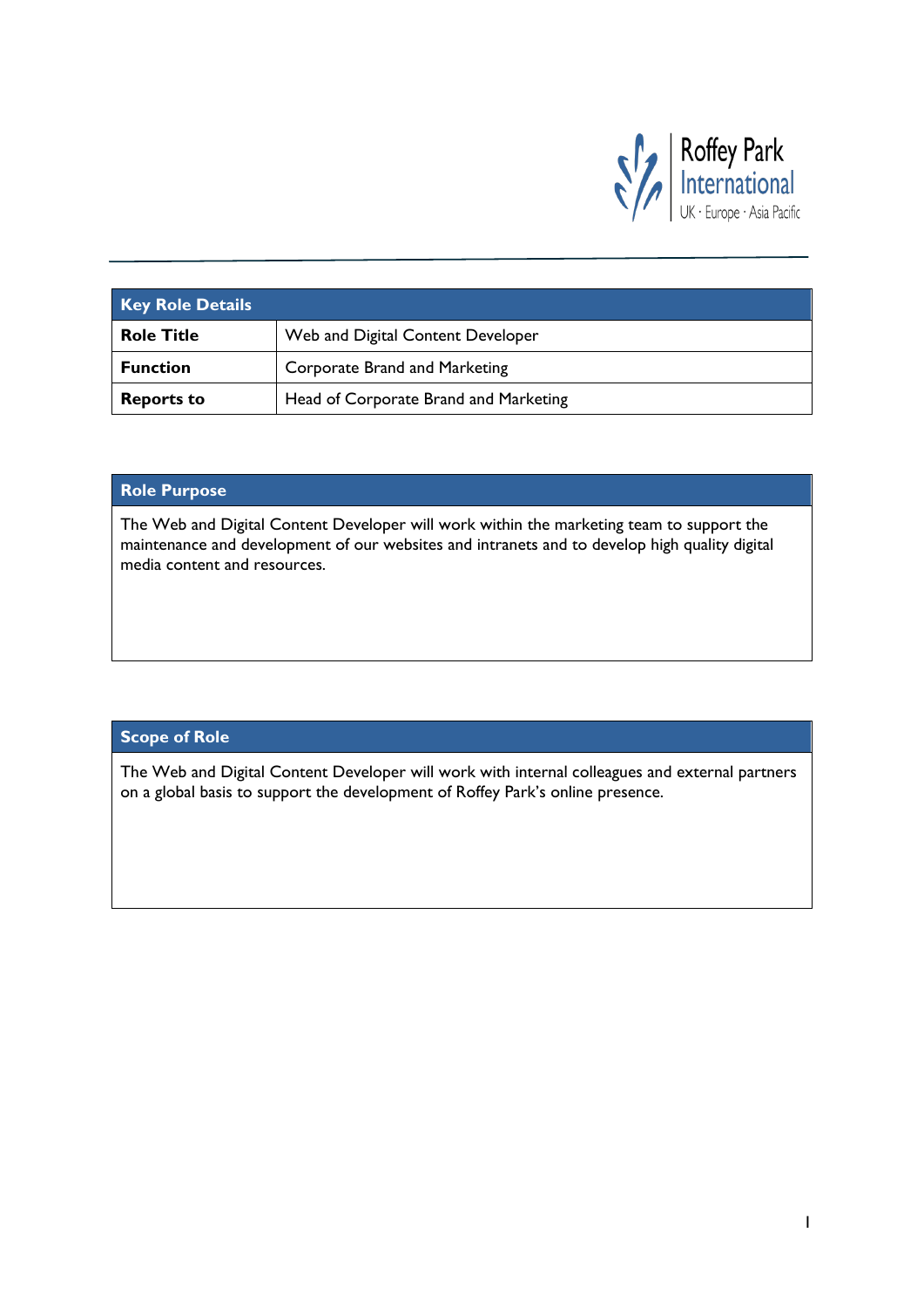| Key Role Details | |
|---|---|
| **Role Title** | Web and Digital Content Developer |
| **Function** | Corporate Brand and Marketing |
| **Reports to** | Head of Corporate Brand and Marketing |

## Role Purpose

The Web and Digital Content Developer will work within the marketing team to support the maintenance and development of our websites and intranets and to develop high quality digital media content and resources.

## Scope of Role

The Web and Digital Content Developer will work with internal colleagues and external partners on a global basis to support the development of Roffey Park's online presence.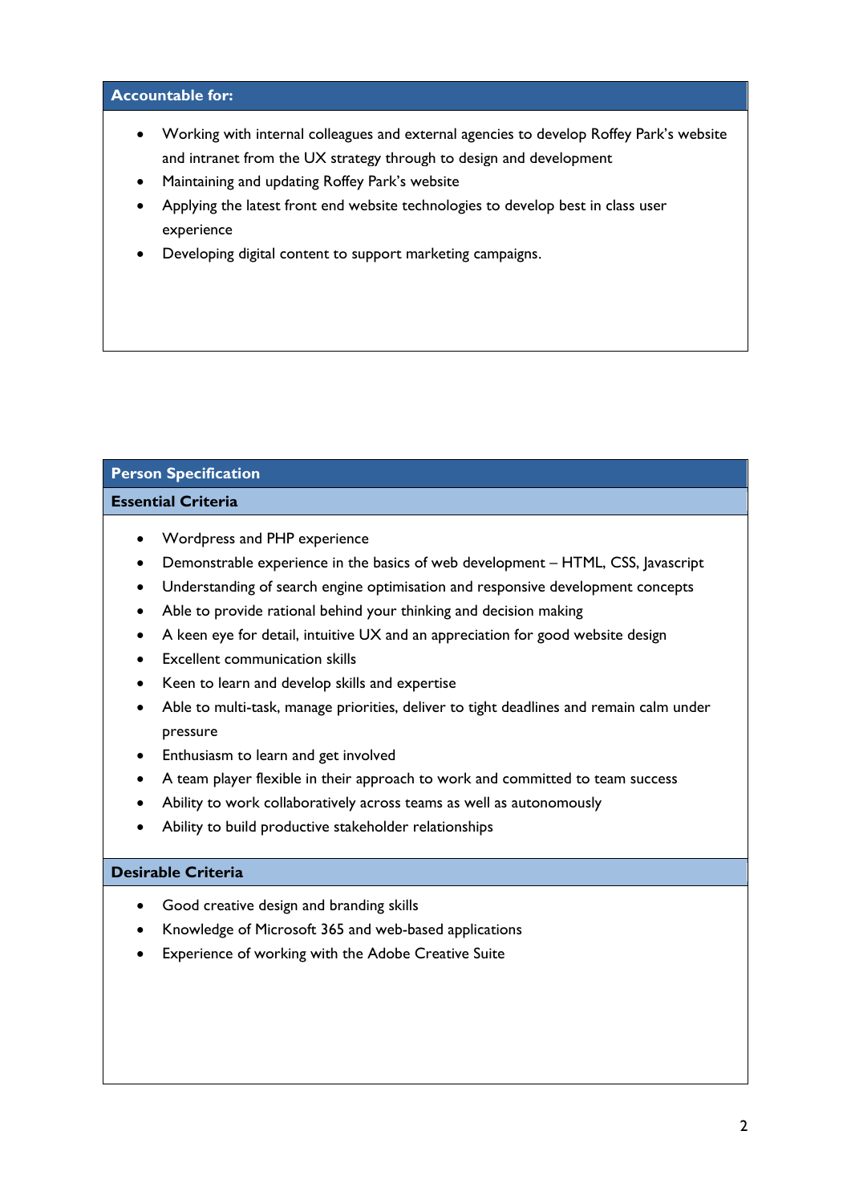## Accountable for:

- Working with internal colleagues and external agencies to develop Roffey Park's website and intranet from the UX strategy through to design and development
- Maintaining and updating Roffey Park's website
- Applying the latest front end website technologies to develop best in class user experience
- Developing digital content to support marketing campaigns.

## Person Specification

### Essential Criteria

- Wordpress and PHP experience
- Demonstrable experience in the basics of web development – HTML, CSS, Javascript
- Understanding of search engine optimisation and responsive development concepts
- Able to provide rational behind your thinking and decision making
- A keen eye for detail, intuitive UX and an appreciation for good website design
- Excellent communication skills
- Keen to learn and develop skills and expertise
- Able to multi-task, manage priorities, deliver to tight deadlines and remain calm under pressure
- Enthusiasm to learn and get involved
- A team player flexible in their approach to work and committed to team success
- Ability to work collaboratively across teams as well as autonomously
- Ability to build productive stakeholder relationships

### Desirable Criteria

- Good creative design and branding skills
- Knowledge of Microsoft 365 and web-based applications
- Experience of working with the Adobe Creative Suite